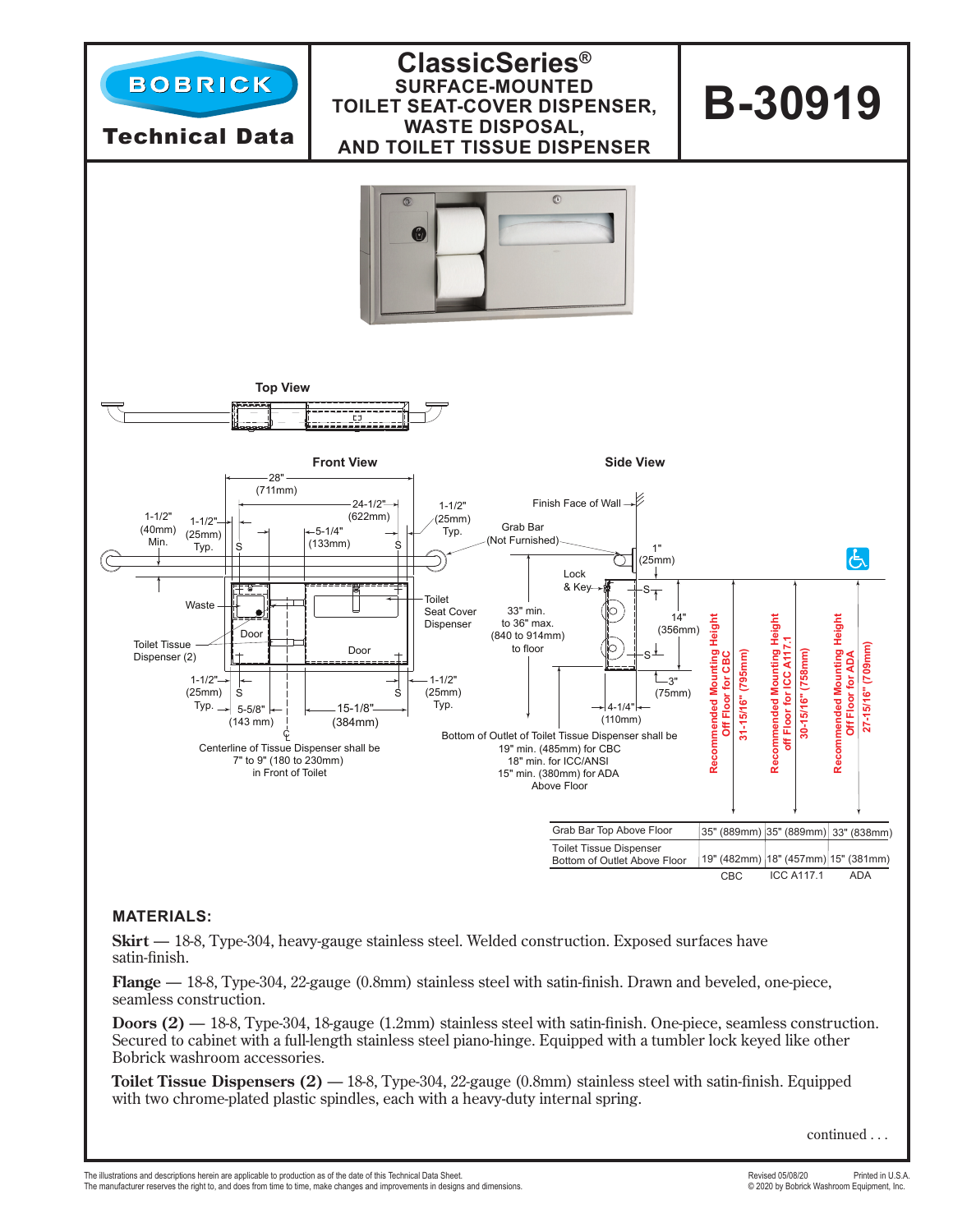**BOBRICK**

**Technical Data**

# ClassicSeries®
## SURFACE-MOUNTED TOILET SEAT-COVER DISPENSER, WASTE DISPOSAL, AND TOILET TISSUE DISPENSER

# B-30919

Top View

Front View

28" (711mm)
24-1/2" (622mm)
1-1/2" (40mm) Min.
1-1/2" (25mm) Typ.
5-1/4" (133mm)
1-1/2" (25mm) Typ.
S
S
Waste
Door
Toilet Tissue Dispenser (2)
Toilet Seat Cover Dispenser
Door
1-1/2" (25mm) Typ.
1-1/2" (25mm) Typ.
5-5/8" (143 mm)
15-1/8" (384mm)
Centerline of Tissue Dispenser shall be 7" to 9" (180 to 230mm) in Front of Toilet

Side View

Finish Face of Wall
Grab Bar (Not Furnished)
1" (25mm)
Lock & Key
14" (356mm)
33" min. to 36" max. (840 to 914mm) to floor
3" (75mm)
4-1/4" (110mm)
Bottom of Outlet of Toilet Tissue Dispenser shall be 19" min. (485mm) for CBC 18" min. for ICC/ANSI 15" min. (380mm) for ADA Above Floor

Recommended Mounting Height Off Floor for CBC 31-15/16" (795mm)
Recommended Mounting Height off Floor for ICC A117.1 30-15/16" (758mm)
Recommended Mounting Height Off Floor for ADA 27-15/16" (709mm)

| | | | |
|---|---|---|---|
| Grab Bar Top Above Floor | 35" (889mm) | 35" (889mm) | 33" (838mm) |
| Toilet Tissue Dispenser Bottom of Outlet Above Floor | 19" (482mm) | 18" (457mm) | 15" (381mm) |
| | CBC | ICC A117.1 | ADA |

### MATERIALS:

**Skirt** — 18-8, Type-304, heavy-gauge stainless steel. Welded construction. Exposed surfaces have satin-finish.

**Flange** — 18-8, Type-304, 22-gauge (0.8mm) stainless steel with satin-finish. Drawn and beveled, one-piece, seamless construction.

**Doors (2)** — 18-8, Type-304, 18-gauge (1.2mm) stainless steel with satin-finish. One-piece, seamless construction. Secured to cabinet with a full-length stainless steel piano-hinge. Equipped with a tumbler lock keyed like other Bobrick washroom accessories.

**Toilet Tissue Dispensers (2)** — 18-8, Type-304, 22-gauge (0.8mm) stainless steel with satin-finish. Equipped with two chrome-plated plastic spindles, each with a heavy-duty internal spring.

continued . . .

The illustrations and descriptions herein are applicable to production as of the date of this Technical Data Sheet.
The manufacturer reserves the right to, and does from time to time, make changes and improvements in designs and dimensions.

Revised 05/08/20 Printed in U.S.A.
© 2020 by Bobrick Washroom Equipment, Inc.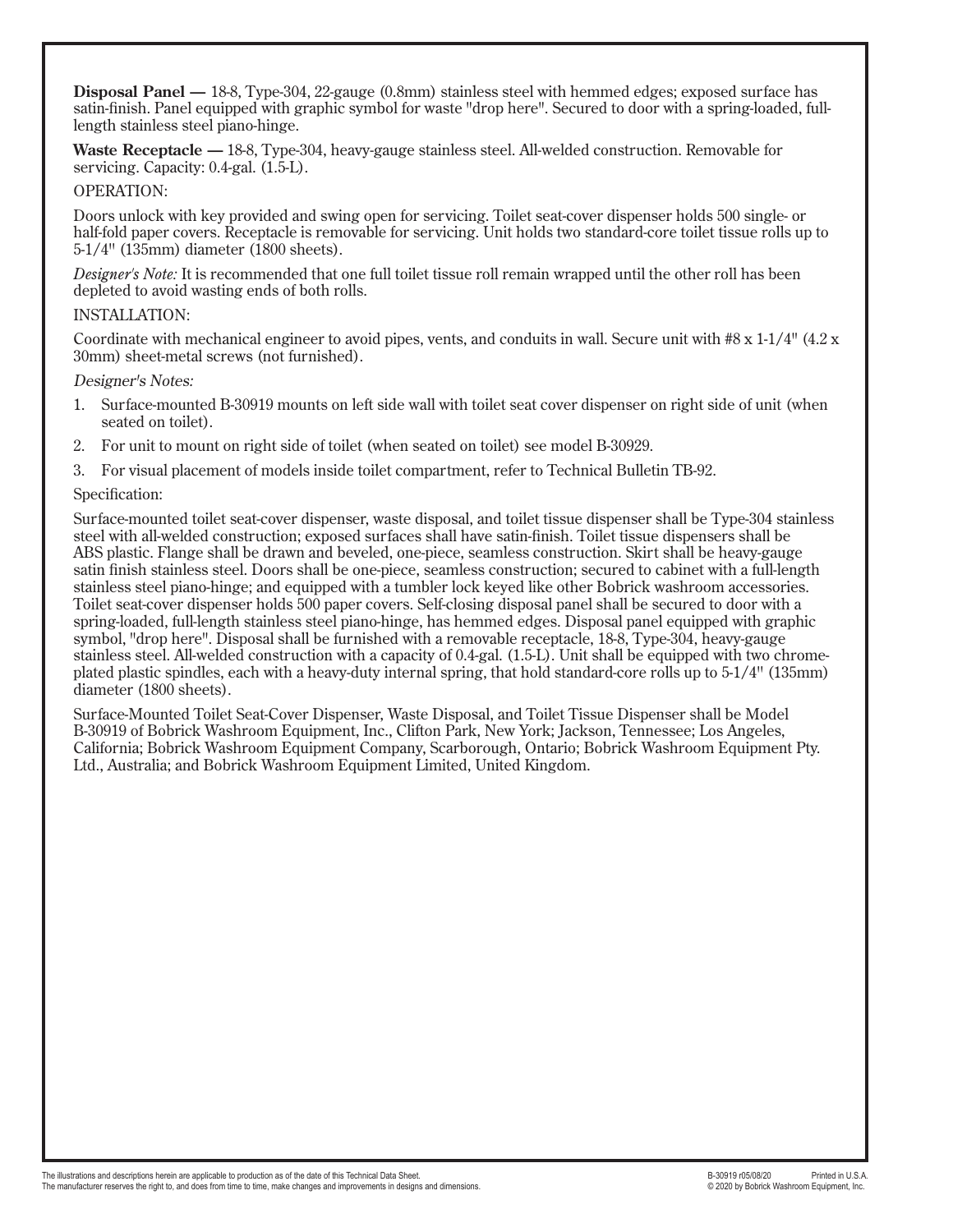**Disposal Panel —** 18-8, Type-304, 22-gauge (0.8mm) stainless steel with hemmed edges; exposed surface has satin-finish. Panel equipped with graphic symbol for waste "drop here". Secured to door with a spring-loaded, full-length stainless steel piano-hinge.

**Waste Receptacle —** 18-8, Type-304, heavy-gauge stainless steel. All-welded construction. Removable for servicing. Capacity: 0.4-gal. (1.5-L).

OPERATION:

Doors unlock with key provided and swing open for servicing. Toilet seat-cover dispenser holds 500 single- or half-fold paper covers. Receptacle is removable for servicing. Unit holds two standard-core toilet tissue rolls up to 5-1/4" (135mm) diameter (1800 sheets).

*Designer's Note:* It is recommended that one full toilet tissue roll remain wrapped until the other roll has been depleted to avoid wasting ends of both rolls.

INSTALLATION:

Coordinate with mechanical engineer to avoid pipes, vents, and conduits in wall. Secure unit with #8 x 1-1/4" (4.2 x 30mm) sheet-metal screws (not furnished).

*Designer's Notes:*

1. Surface-mounted B-30919 mounts on left side wall with toilet seat cover dispenser on right side of unit (when seated on toilet).
2. For unit to mount on right side of toilet (when seated on toilet) see model B-30929.
3. For visual placement of models inside toilet compartment, refer to Technical Bulletin TB-92.

Specification:

Surface-mounted toilet seat-cover dispenser, waste disposal, and toilet tissue dispenser shall be Type-304 stainless steel with all-welded construction; exposed surfaces shall have satin-finish. Toilet tissue dispensers shall be ABS plastic. Flange shall be drawn and beveled, one-piece, seamless construction. Skirt shall be heavy-gauge satin finish stainless steel. Doors shall be one-piece, seamless construction; secured to cabinet with a full-length stainless steel piano-hinge; and equipped with a tumbler lock keyed like other Bobrick washroom accessories. Toilet seat-cover dispenser holds 500 paper covers. Self-closing disposal panel shall be secured to door with a spring-loaded, full-length stainless steel piano-hinge, has hemmed edges. Disposal panel equipped with graphic symbol, "drop here". Disposal shall be furnished with a removable receptacle, 18-8, Type-304, heavy-gauge stainless steel. All-welded construction with a capacity of 0.4-gal. (1.5-L). Unit shall be equipped with two chrome-plated plastic spindles, each with a heavy-duty internal spring, that hold standard-core rolls up to 5-1/4" (135mm) diameter (1800 sheets).

Surface-Mounted Toilet Seat-Cover Dispenser, Waste Disposal, and Toilet Tissue Dispenser shall be Model B-30919 of Bobrick Washroom Equipment, Inc., Clifton Park, New York; Jackson, Tennessee; Los Angeles, California; Bobrick Washroom Equipment Company, Scarborough, Ontario; Bobrick Washroom Equipment Pty. Ltd., Australia; and Bobrick Washroom Equipment Limited, United Kingdom.

The illustrations and descriptions herein are applicable to production as of the date of this Technical Data Sheet.
The manufacturer reserves the right to, and does from time to time, make changes and improvements in designs and dimensions.

B-30919 r05/08/20 Printed in U.S.A.
© 2020 by Bobrick Washroom Equipment, Inc.